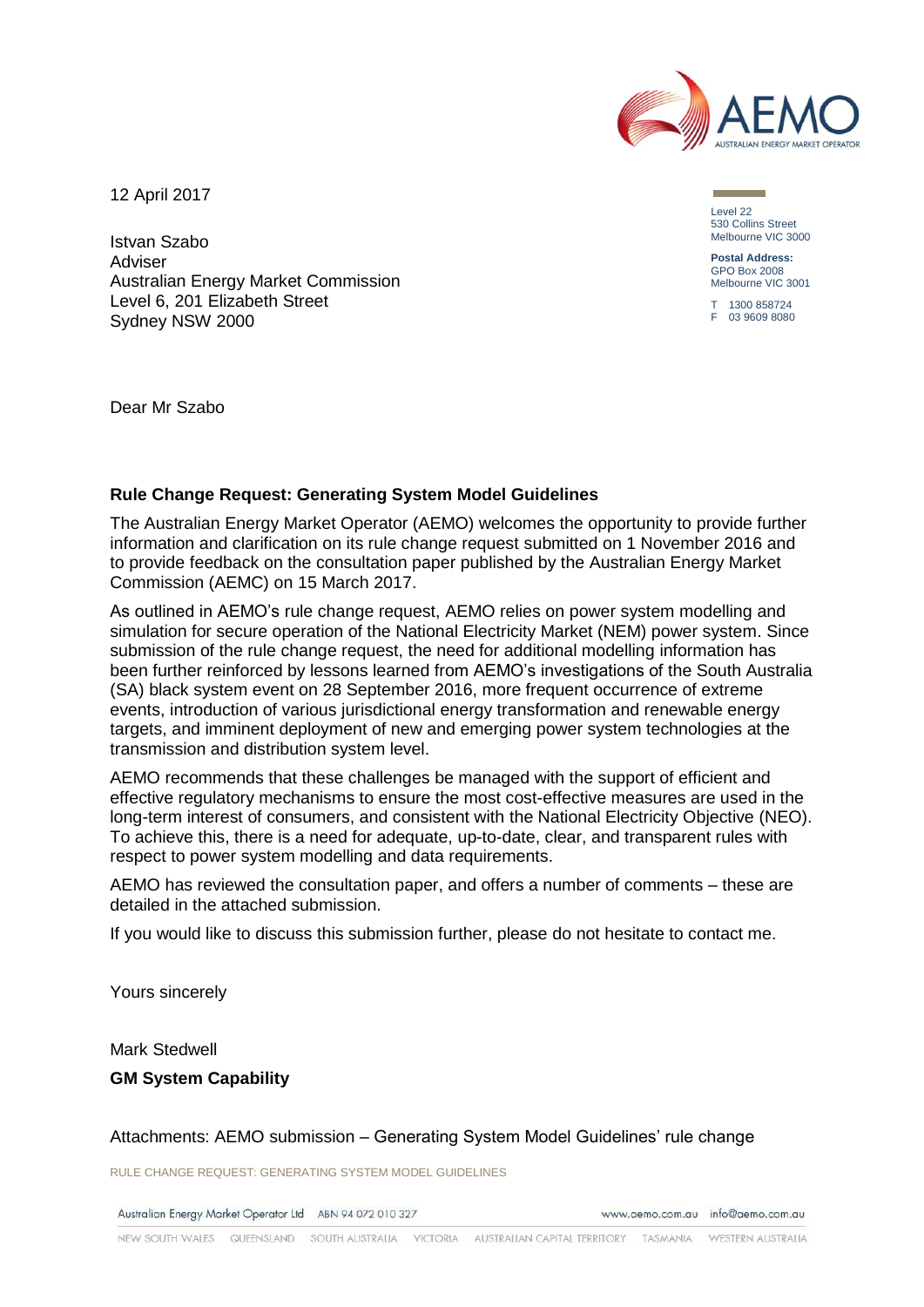12 April 2017

Istvan Szabo
Adviser
Australian Energy Market Commission
Level 6, 201 Elizabeth Street
Sydney NSW 2000

Level 22
530 Collins Street
Melbourne VIC 3000

**Postal Address:**
GPO Box 2008
Melbourne VIC 3001

T 1300 858724
F 03 9609 8080

Dear Mr Szabo

**Rule Change Request: Generating System Model Guidelines**

The Australian Energy Market Operator (AEMO) welcomes the opportunity to provide further information and clarification on its rule change request submitted on 1 November 2016 and to provide feedback on the consultation paper published by the Australian Energy Market Commission (AEMC) on 15 March 2017.

As outlined in AEMO's rule change request, AEMO relies on power system modelling and simulation for secure operation of the National Electricity Market (NEM) power system. Since submission of the rule change request, the need for additional modelling information has been further reinforced by lessons learned from AEMO's investigations of the South Australia (SA) black system event on 28 September 2016, more frequent occurrence of extreme events, introduction of various jurisdictional energy transformation and renewable energy targets, and imminent deployment of new and emerging power system technologies at the transmission and distribution system level.

AEMO recommends that these challenges be managed with the support of efficient and effective regulatory mechanisms to ensure the most cost-effective measures are used in the long-term interest of consumers, and consistent with the National Electricity Objective (NEO). To achieve this, there is a need for adequate, up-to-date, clear, and transparent rules with respect to power system modelling and data requirements.

AEMO has reviewed the consultation paper, and offers a number of comments – these are detailed in the attached submission.

If you would like to discuss this submission further, please do not hesitate to contact me.

Yours sincerely

Mark Stedwell

**GM System Capability**

Attachments: AEMO submission – Generating System Model Guidelines' rule change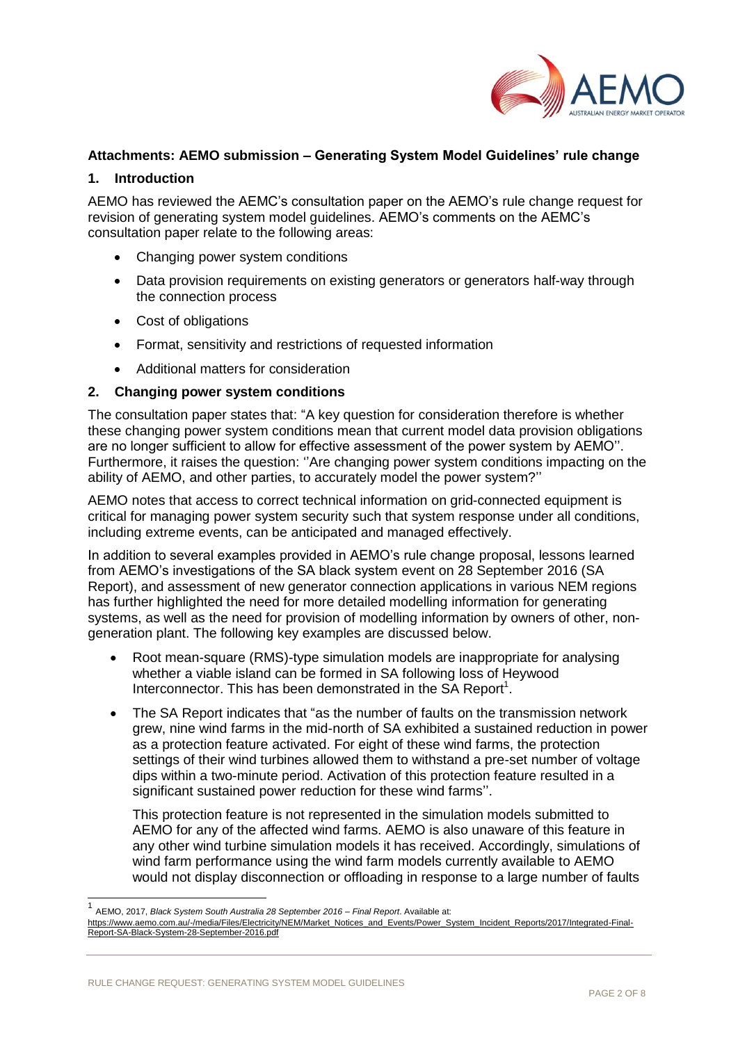## Attachments: AEMO submission – Generating System Model Guidelines' rule change

### 1. Introduction

AEMO has reviewed the AEMC's consultation paper on the AEMO's rule change request for revision of generating system model guidelines. AEMO's comments on the AEMC's consultation paper relate to the following areas:

- Changing power system conditions
- Data provision requirements on existing generators or generators half-way through the connection process
- Cost of obligations
- Format, sensitivity and restrictions of requested information
- Additional matters for consideration

### 2. Changing power system conditions

The consultation paper states that: "A key question for consideration therefore is whether these changing power system conditions mean that current model data provision obligations are no longer sufficient to allow for effective assessment of the power system by AEMO''. Furthermore, it raises the question: ''Are changing power system conditions impacting on the ability of AEMO, and other parties, to accurately model the power system?''

AEMO notes that access to correct technical information on grid-connected equipment is critical for managing power system security such that system response under all conditions, including extreme events, can be anticipated and managed effectively.

In addition to several examples provided in AEMO's rule change proposal, lessons learned from AEMO's investigations of the SA black system event on 28 September 2016 (SA Report), and assessment of new generator connection applications in various NEM regions has further highlighted the need for more detailed modelling information for generating systems, as well as the need for provision of modelling information by owners of other, non-generation plant. The following key examples are discussed below.

- Root mean-square (RMS)-type simulation models are inappropriate for analysing whether a viable island can be formed in SA following loss of Heywood Interconnector. This has been demonstrated in the SA Report[1].
- The SA Report indicates that "as the number of faults on the transmission network grew, nine wind farms in the mid-north of SA exhibited a sustained reduction in power as a protection feature activated. For eight of these wind farms, the protection settings of their wind turbines allowed them to withstand a pre-set number of voltage dips within a two-minute period. Activation of this protection feature resulted in a significant sustained power reduction for these wind farms''.

  This protection feature is not represented in the simulation models submitted to AEMO for any of the affected wind farms. AEMO is also unaware of this feature in any other wind turbine simulation models it has received. Accordingly, simulations of wind farm performance using the wind farm models currently available to AEMO would not display disconnection or offloading in response to a large number of faults

---

[1] AEMO, 2017, *Black System South Australia 28 September 2016 – Final Report*. Available at: https://www.aemo.com.au/-/media/Files/Electricity/NEM/Market_Notices_and_Events/Power_System_Incident_Reports/2017/Integrated-Final-Report-SA-Black-System-28-September-2016.pdf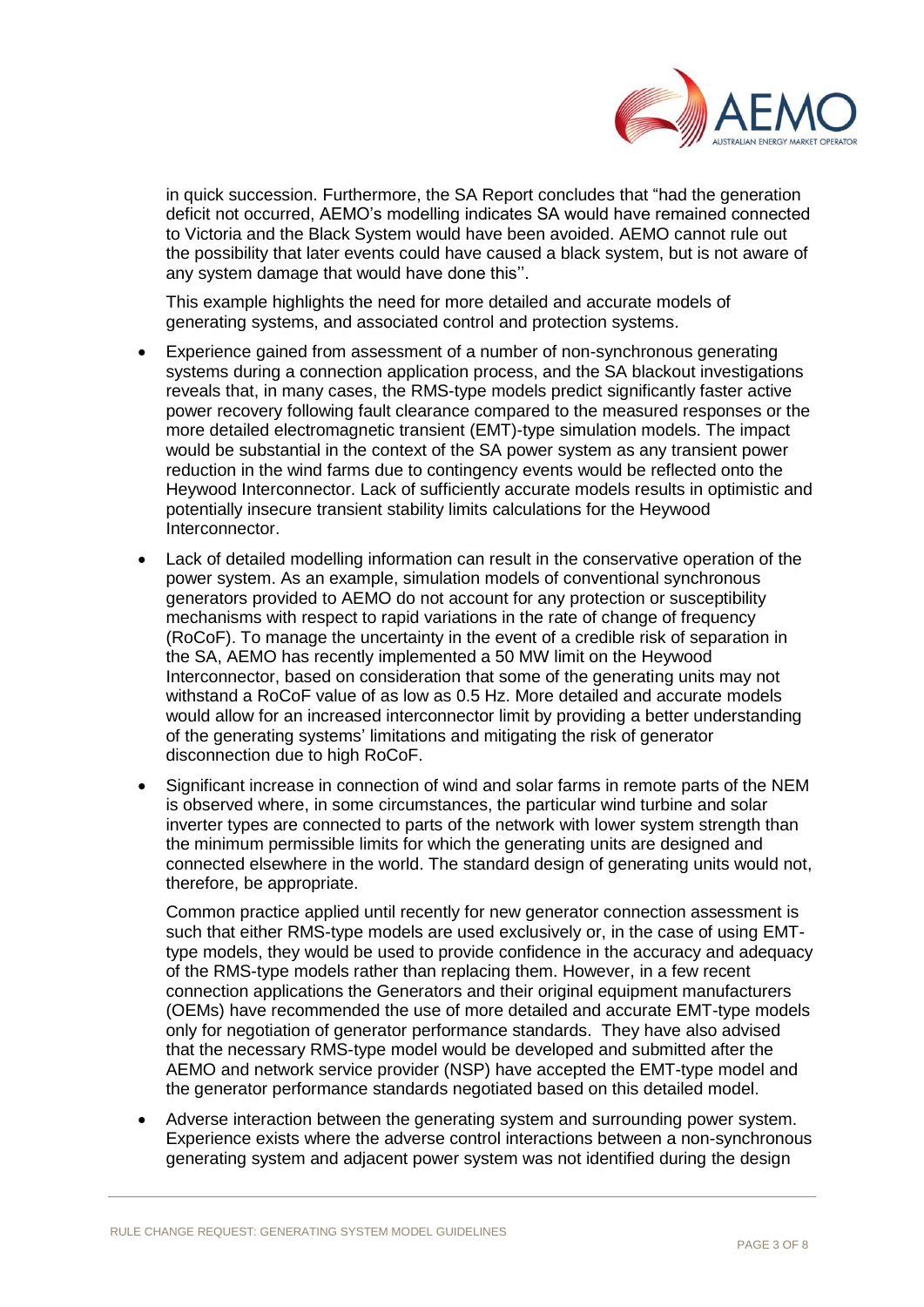in quick succession. Furthermore, the SA Report concludes that "had the generation deficit not occurred, AEMO's modelling indicates SA would have remained connected to Victoria and the Black System would have been avoided. AEMO cannot rule out the possibility that later events could have caused a black system, but is not aware of any system damage that would have done this''.

This example highlights the need for more detailed and accurate models of generating systems, and associated control and protection systems.

- Experience gained from assessment of a number of non-synchronous generating systems during a connection application process, and the SA blackout investigations reveals that, in many cases, the RMS-type models predict significantly faster active power recovery following fault clearance compared to the measured responses or the more detailed electromagnetic transient (EMT)-type simulation models. The impact would be substantial in the context of the SA power system as any transient power reduction in the wind farms due to contingency events would be reflected onto the Heywood Interconnector. Lack of sufficiently accurate models results in optimistic and potentially insecure transient stability limits calculations for the Heywood Interconnector.
- Lack of detailed modelling information can result in the conservative operation of the power system. As an example, simulation models of conventional synchronous generators provided to AEMO do not account for any protection or susceptibility mechanisms with respect to rapid variations in the rate of change of frequency (RoCoF). To manage the uncertainty in the event of a credible risk of separation in the SA, AEMO has recently implemented a 50 MW limit on the Heywood Interconnector, based on consideration that some of the generating units may not withstand a RoCoF value of as low as 0.5 Hz. More detailed and accurate models would allow for an increased interconnector limit by providing a better understanding of the generating systems' limitations and mitigating the risk of generator disconnection due to high RoCoF.
- Significant increase in connection of wind and solar farms in remote parts of the NEM is observed where, in some circumstances, the particular wind turbine and solar inverter types are connected to parts of the network with lower system strength than the minimum permissible limits for which the generating units are designed and connected elsewhere in the world. The standard design of generating units would not, therefore, be appropriate.

  Common practice applied until recently for new generator connection assessment is such that either RMS-type models are used exclusively or, in the case of using EMT-type models, they would be used to provide confidence in the accuracy and adequacy of the RMS-type models rather than replacing them. However, in a few recent connection applications the Generators and their original equipment manufacturers (OEMs) have recommended the use of more detailed and accurate EMT-type models only for negotiation of generator performance standards. They have also advised that the necessary RMS-type model would be developed and submitted after the AEMO and network service provider (NSP) have accepted the EMT-type model and the generator performance standards negotiated based on this detailed model.
- Adverse interaction between the generating system and surrounding power system. Experience exists where the adverse control interactions between a non-synchronous generating system and adjacent power system was not identified during the design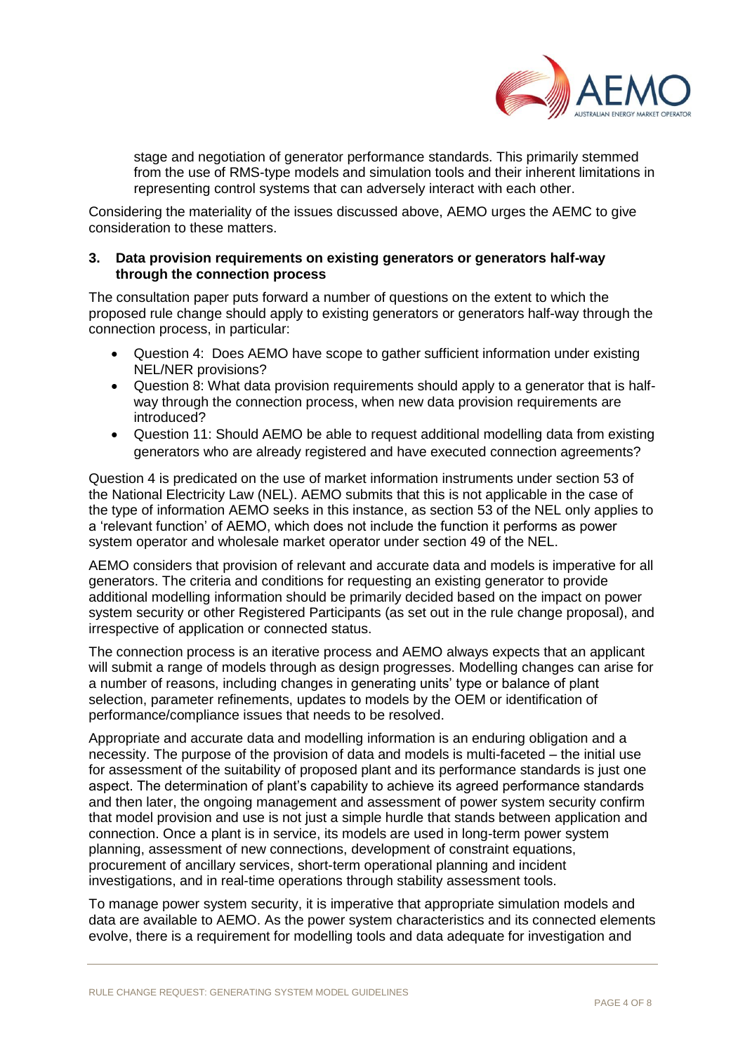stage and negotiation of generator performance standards. This primarily stemmed from the use of RMS-type models and simulation tools and their inherent limitations in representing control systems that can adversely interact with each other.

Considering the materiality of the issues discussed above, AEMO urges the AEMC to give consideration to these matters.

### 3. Data provision requirements on existing generators or generators half-way through the connection process

The consultation paper puts forward a number of questions on the extent to which the proposed rule change should apply to existing generators or generators half-way through the connection process, in particular:

- Question 4: Does AEMO have scope to gather sufficient information under existing NEL/NER provisions?
- Question 8: What data provision requirements should apply to a generator that is half-way through the connection process, when new data provision requirements are introduced?
- Question 11: Should AEMO be able to request additional modelling data from existing generators who are already registered and have executed connection agreements?

Question 4 is predicated on the use of market information instruments under section 53 of the National Electricity Law (NEL). AEMO submits that this is not applicable in the case of the type of information AEMO seeks in this instance, as section 53 of the NEL only applies to a 'relevant function' of AEMO, which does not include the function it performs as power system operator and wholesale market operator under section 49 of the NEL.

AEMO considers that provision of relevant and accurate data and models is imperative for all generators. The criteria and conditions for requesting an existing generator to provide additional modelling information should be primarily decided based on the impact on power system security or other Registered Participants (as set out in the rule change proposal), and irrespective of application or connected status.

The connection process is an iterative process and AEMO always expects that an applicant will submit a range of models through as design progresses. Modelling changes can arise for a number of reasons, including changes in generating units' type or balance of plant selection, parameter refinements, updates to models by the OEM or identification of performance/compliance issues that needs to be resolved.

Appropriate and accurate data and modelling information is an enduring obligation and a necessity. The purpose of the provision of data and models is multi-faceted – the initial use for assessment of the suitability of proposed plant and its performance standards is just one aspect. The determination of plant's capability to achieve its agreed performance standards and then later, the ongoing management and assessment of power system security confirm that model provision and use is not just a simple hurdle that stands between application and connection. Once a plant is in service, its models are used in long-term power system planning, assessment of new connections, development of constraint equations, procurement of ancillary services, short-term operational planning and incident investigations, and in real-time operations through stability assessment tools.

To manage power system security, it is imperative that appropriate simulation models and data are available to AEMO. As the power system characteristics and its connected elements evolve, there is a requirement for modelling tools and data adequate for investigation and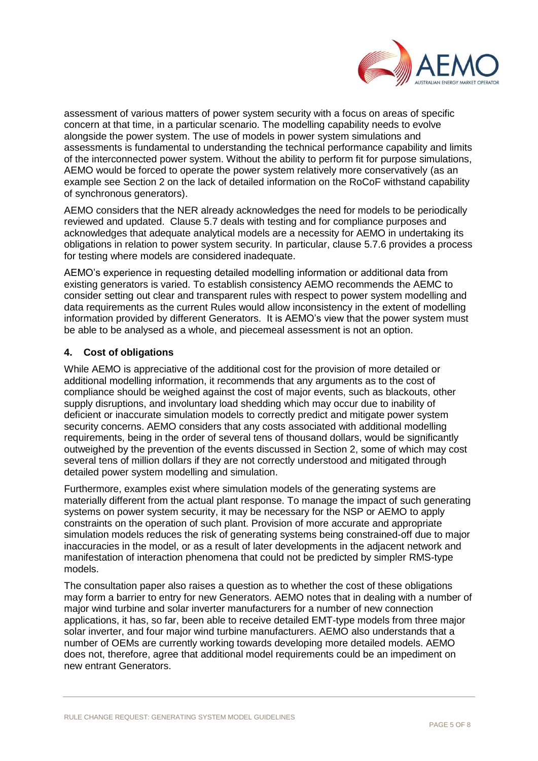assessment of various matters of power system security with a focus on areas of specific concern at that time, in a particular scenario. The modelling capability needs to evolve alongside the power system. The use of models in power system simulations and assessments is fundamental to understanding the technical performance capability and limits of the interconnected power system. Without the ability to perform fit for purpose simulations, AEMO would be forced to operate the power system relatively more conservatively (as an example see Section 2 on the lack of detailed information on the RoCoF withstand capability of synchronous generators).

AEMO considers that the NER already acknowledges the need for models to be periodically reviewed and updated. Clause 5.7 deals with testing and for compliance purposes and acknowledges that adequate analytical models are a necessity for AEMO in undertaking its obligations in relation to power system security. In particular, clause 5.7.6 provides a process for testing where models are considered inadequate.

AEMO's experience in requesting detailed modelling information or additional data from existing generators is varied. To establish consistency AEMO recommends the AEMC to consider setting out clear and transparent rules with respect to power system modelling and data requirements as the current Rules would allow inconsistency in the extent of modelling information provided by different Generators. It is AEMO's view that the power system must be able to be analysed as a whole, and piecemeal assessment is not an option.

## 4. Cost of obligations

While AEMO is appreciative of the additional cost for the provision of more detailed or additional modelling information, it recommends that any arguments as to the cost of compliance should be weighed against the cost of major events, such as blackouts, other supply disruptions, and involuntary load shedding which may occur due to inability of deficient or inaccurate simulation models to correctly predict and mitigate power system security concerns. AEMO considers that any costs associated with additional modelling requirements, being in the order of several tens of thousand dollars, would be significantly outweighed by the prevention of the events discussed in Section 2, some of which may cost several tens of million dollars if they are not correctly understood and mitigated through detailed power system modelling and simulation.

Furthermore, examples exist where simulation models of the generating systems are materially different from the actual plant response. To manage the impact of such generating systems on power system security, it may be necessary for the NSP or AEMO to apply constraints on the operation of such plant. Provision of more accurate and appropriate simulation models reduces the risk of generating systems being constrained-off due to major inaccuracies in the model, or as a result of later developments in the adjacent network and manifestation of interaction phenomena that could not be predicted by simpler RMS-type models.

The consultation paper also raises a question as to whether the cost of these obligations may form a barrier to entry for new Generators. AEMO notes that in dealing with a number of major wind turbine and solar inverter manufacturers for a number of new connection applications, it has, so far, been able to receive detailed EMT-type models from three major solar inverter, and four major wind turbine manufacturers. AEMO also understands that a number of OEMs are currently working towards developing more detailed models. AEMO does not, therefore, agree that additional model requirements could be an impediment on new entrant Generators.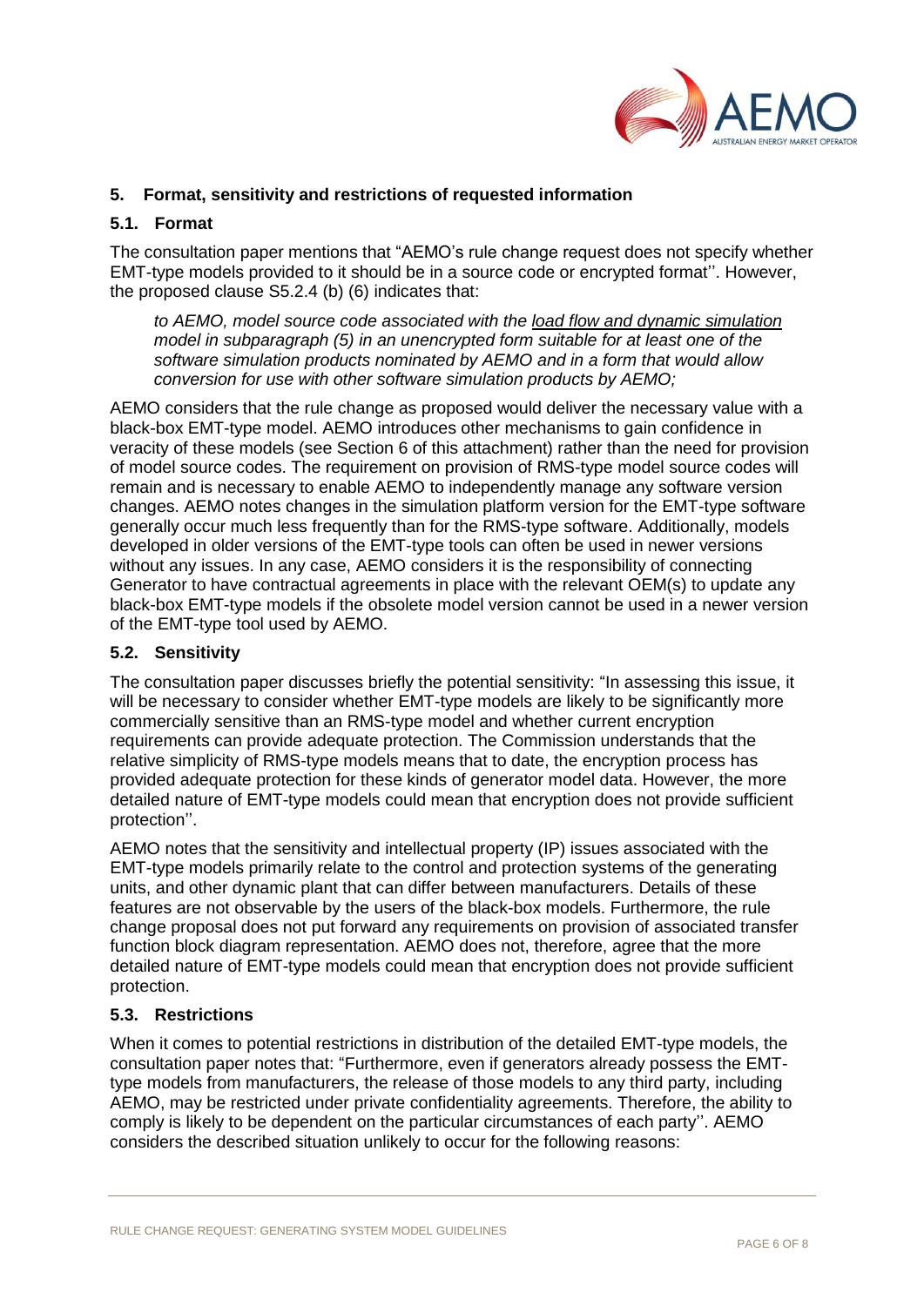## 5. Format, sensitivity and restrictions of requested information

### 5.1. Format

The consultation paper mentions that "AEMO's rule change request does not specify whether EMT-type models provided to it should be in a source code or encrypted format''. However, the proposed clause S5.2.4 (b) (6) indicates that:

> *to AEMO, model source code associated with the load flow and dynamic simulation model in subparagraph (5) in an unencrypted form suitable for at least one of the software simulation products nominated by AEMO and in a form that would allow conversion for use with other software simulation products by AEMO;*

AEMO considers that the rule change as proposed would deliver the necessary value with a black-box EMT-type model. AEMO introduces other mechanisms to gain confidence in veracity of these models (see Section 6 of this attachment) rather than the need for provision of model source codes. The requirement on provision of RMS-type model source codes will remain and is necessary to enable AEMO to independently manage any software version changes. AEMO notes changes in the simulation platform version for the EMT-type software generally occur much less frequently than for the RMS-type software. Additionally, models developed in older versions of the EMT-type tools can often be used in newer versions without any issues. In any case, AEMO considers it is the responsibility of connecting Generator to have contractual agreements in place with the relevant OEM(s) to update any black-box EMT-type models if the obsolete model version cannot be used in a newer version of the EMT-type tool used by AEMO.

### 5.2. Sensitivity

The consultation paper discusses briefly the potential sensitivity: "In assessing this issue, it will be necessary to consider whether EMT-type models are likely to be significantly more commercially sensitive than an RMS-type model and whether current encryption requirements can provide adequate protection. The Commission understands that the relative simplicity of RMS-type models means that to date, the encryption process has provided adequate protection for these kinds of generator model data. However, the more detailed nature of EMT-type models could mean that encryption does not provide sufficient protection''.

AEMO notes that the sensitivity and intellectual property (IP) issues associated with the EMT-type models primarily relate to the control and protection systems of the generating units, and other dynamic plant that can differ between manufacturers. Details of these features are not observable by the users of the black-box models. Furthermore, the rule change proposal does not put forward any requirements on provision of associated transfer function block diagram representation. AEMO does not, therefore, agree that the more detailed nature of EMT-type models could mean that encryption does not provide sufficient protection.

### 5.3. Restrictions

When it comes to potential restrictions in distribution of the detailed EMT-type models, the consultation paper notes that: "Furthermore, even if generators already possess the EMT-type models from manufacturers, the release of those models to any third party, including AEMO, may be restricted under private confidentiality agreements. Therefore, the ability to comply is likely to be dependent on the particular circumstances of each party''. AEMO considers the described situation unlikely to occur for the following reasons: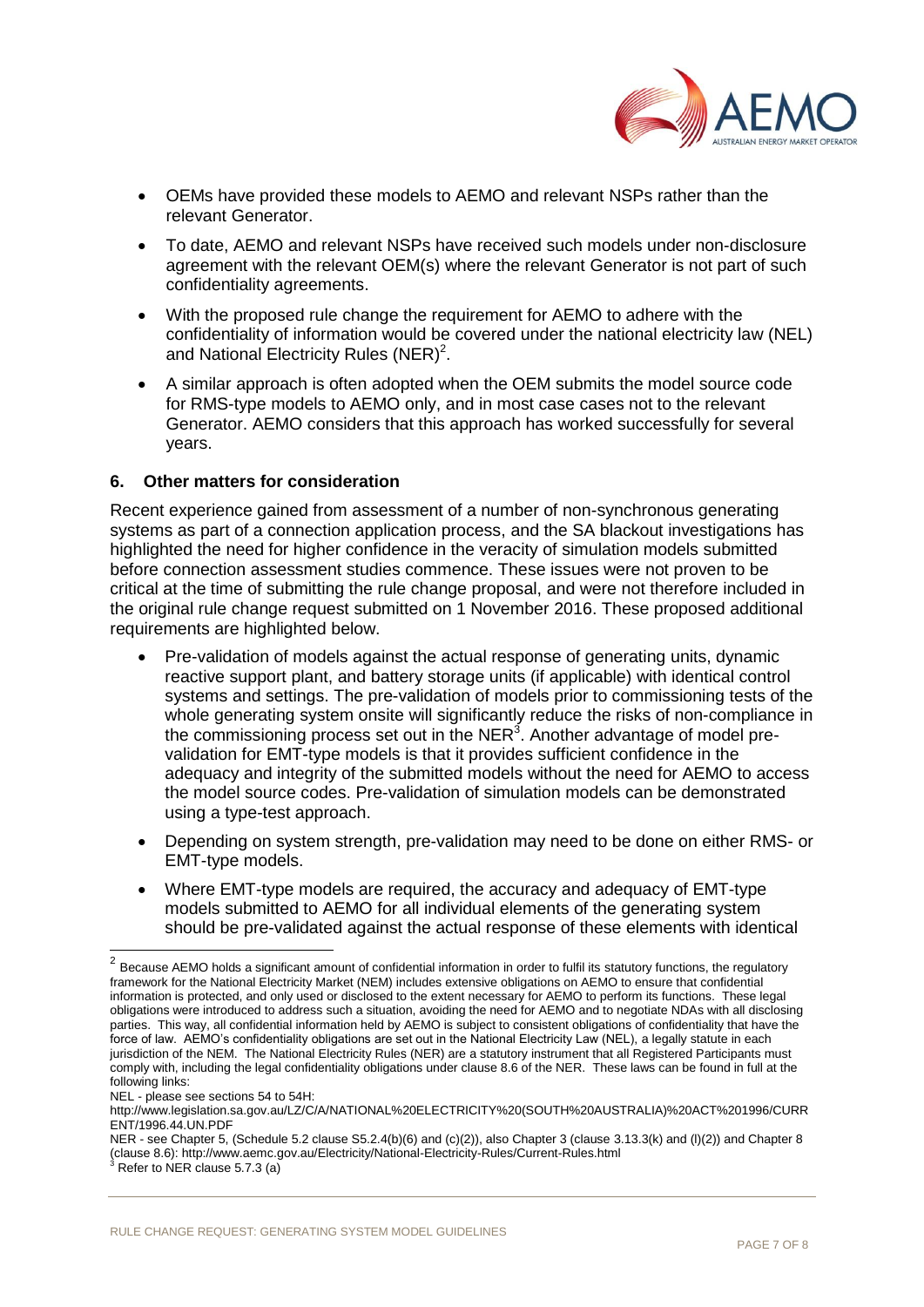- OEMs have provided these models to AEMO and relevant NSPs rather than the relevant Generator.
- To date, AEMO and relevant NSPs have received such models under non-disclosure agreement with the relevant OEM(s) where the relevant Generator is not part of such confidentiality agreements.
- With the proposed rule change the requirement for AEMO to adhere with the confidentiality of information would be covered under the national electricity law (NEL) and National Electricity Rules (NER)[2].
- A similar approach is often adopted when the OEM submits the model source code for RMS-type models to AEMO only, and in most case cases not to the relevant Generator. AEMO considers that this approach has worked successfully for several years.

### 6. Other matters for consideration

Recent experience gained from assessment of a number of non-synchronous generating systems as part of a connection application process, and the SA blackout investigations has highlighted the need for higher confidence in the veracity of simulation models submitted before connection assessment studies commence. These issues were not proven to be critical at the time of submitting the rule change proposal, and were not therefore included in the original rule change request submitted on 1 November 2016. These proposed additional requirements are highlighted below.

- Pre-validation of models against the actual response of generating units, dynamic reactive support plant, and battery storage units (if applicable) with identical control systems and settings. The pre-validation of models prior to commissioning tests of the whole generating system onsite will significantly reduce the risks of non-compliance in the commissioning process set out in the NER[3]. Another advantage of model pre-validation for EMT-type models is that it provides sufficient confidence in the adequacy and integrity of the submitted models without the need for AEMO to access the model source codes. Pre-validation of simulation models can be demonstrated using a type-test approach.
- Depending on system strength, pre-validation may need to be done on either RMS- or EMT-type models.
- Where EMT-type models are required, the accuracy and adequacy of EMT-type models submitted to AEMO for all individual elements of the generating system should be pre-validated against the actual response of these elements with identical

---

[2] Because AEMO holds a significant amount of confidential information in order to fulfil its statutory functions, the regulatory framework for the National Electricity Market (NEM) includes extensive obligations on AEMO to ensure that confidential information is protected, and only used or disclosed to the extent necessary for AEMO to perform its functions. These legal obligations were introduced to address such a situation, avoiding the need for AEMO and to negotiate NDAs with all disclosing parties. This way, all confidential information held by AEMO is subject to consistent obligations of confidentiality that have the force of law. AEMO's confidentiality obligations are set out in the National Electricity Law (NEL), a legally statute in each jurisdiction of the NEM. The National Electricity Rules (NER) are a statutory instrument that all Registered Participants must comply with, including the legal confidentiality obligations under clause 8.6 of the NER. These laws can be found in full at the following links:

NEL - please see sections 54 to 54H:
http://www.legislation.sa.gov.au/LZ/C/A/NATIONAL%20ELECTRICITY%20(SOUTH%20AUSTRALIA)%20ACT%201996/CURRENT/1996.44.UN.PDF

NER - see Chapter 5, (Schedule 5.2 clause S5.2.4(b)(6) and (c)(2)), also Chapter 3 (clause 3.13.3(k) and (l)(2)) and Chapter 8 (clause 8.6): http://www.aemc.gov.au/Electricity/National-Electricity-Rules/Current-Rules.html

[3] Refer to NER clause 5.7.3 (a)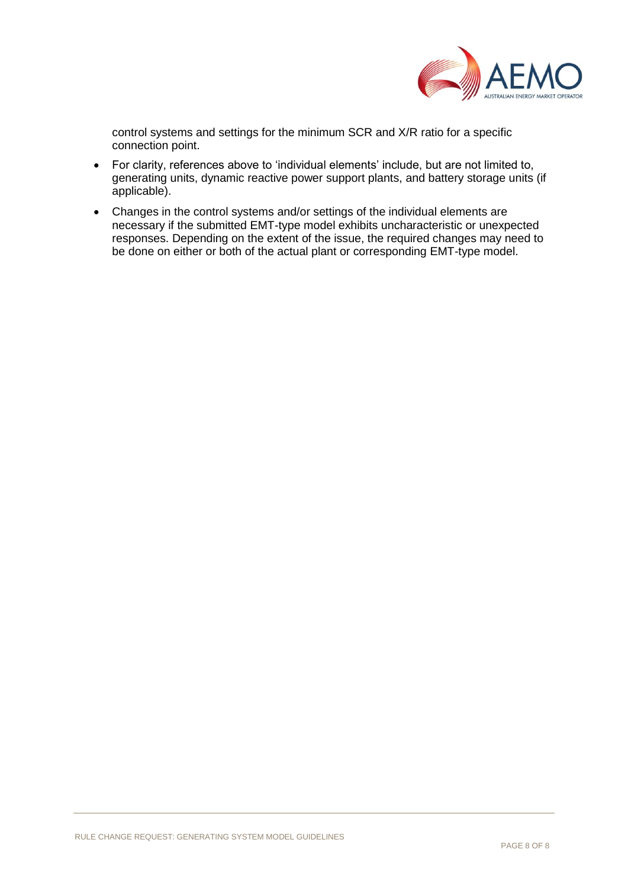control systems and settings for the minimum SCR and X/R ratio for a specific connection point.

- For clarity, references above to 'individual elements' include, but are not limited to, generating units, dynamic reactive power support plants, and battery storage units (if applicable).
- Changes in the control systems and/or settings of the individual elements are necessary if the submitted EMT-type model exhibits uncharacteristic or unexpected responses. Depending on the extent of the issue, the required changes may need to be done on either or both of the actual plant or corresponding EMT-type model.